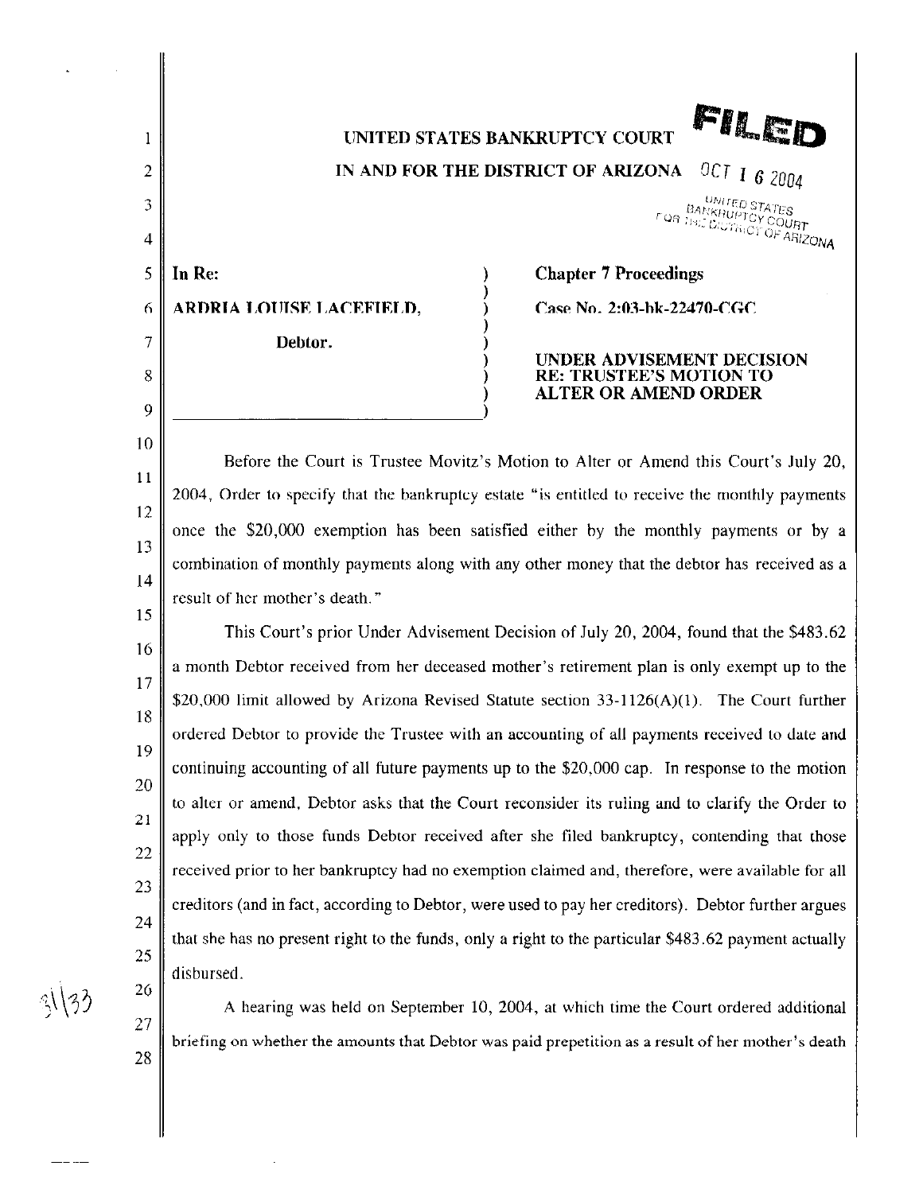**FILED**
OCT 16 2004
UNITED STATES BANKRUPTCY COURT FOR THE DISTRICT OF ARIZONA

# UNITED STATES BANKRUPTCY COURT

## IN AND FOR THE DISTRICT OF ARIZONA

| | |
|---|---|
| **In Re:** | **Chapter 7 Proceedings** |
| **ARDRIA LOUISE LACEFIELD,** | **Case No. 2:03-bk-22470-CGC** |
| **Debtor.** | **UNDER ADVISEMENT DECISION RE: TRUSTEE'S MOTION TO ALTER OR AMEND ORDER** |

Before the Court is Trustee Movitz's Motion to Alter or Amend this Court's July 20, 2004, Order to specify that the bankruptcy estate "is entitled to receive the monthly payments once the $20,000 exemption has been satisfied either by the monthly payments or by a combination of monthly payments along with any other money that the debtor has received as a result of her mother's death."

This Court's prior Under Advisement Decision of July 20, 2004, found that the $483.62 a month Debtor received from her deceased mother's retirement plan is only exempt up to the $20,000 limit allowed by Arizona Revised Statute section 33-1126(A)(1). The Court further ordered Debtor to provide the Trustee with an accounting of all payments received to date and continuing accounting of all future payments up to the $20,000 cap. In response to the motion to alter or amend, Debtor asks that the Court reconsider its ruling and to clarify the Order to apply only to those funds Debtor received after she filed bankruptcy, contending that those received prior to her bankruptcy had no exemption claimed and, therefore, were available for all creditors (and in fact, according to Debtor, were used to pay her creditors). Debtor further argues that she has no present right to the funds, only a right to the particular $483.62 payment actually disbursed.

A hearing was held on September 10, 2004, at which time the Court ordered additional briefing on whether the amounts that Debtor was paid prepetition as a result of her mother's death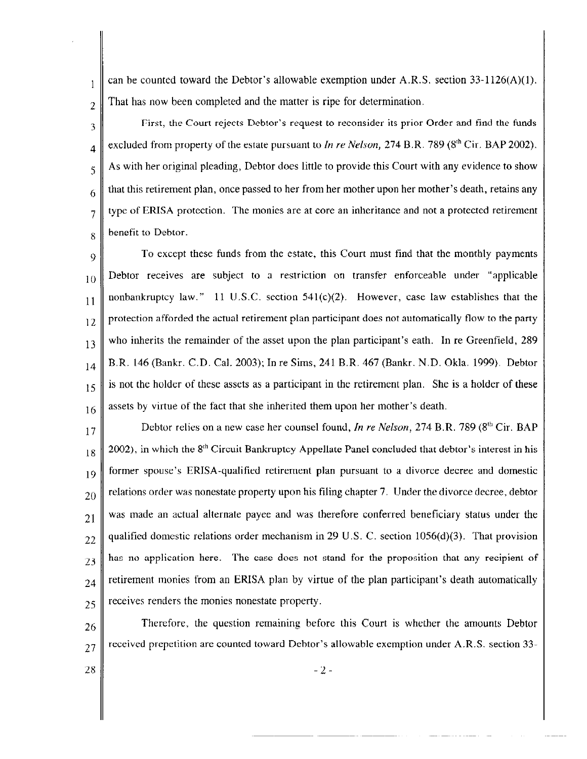can be counted toward the Debtor's allowable exemption under A.R.S. section 33-1126(A)(1). That has now been completed and the matter is ripe for determination.

First, the Court rejects Debtor's request to reconsider its prior Order and find the funds excluded from property of the estate pursuant to *In re Nelson*, 274 B.R. 789 (8th Cir. BAP 2002). As with her original pleading, Debtor does little to provide this Court with any evidence to show that this retirement plan, once passed to her from her mother upon her mother's death, retains any type of ERISA protection. The monies are at core an inheritance and not a protected retirement benefit to Debtor.

To except these funds from the estate, this Court must find that the monthly payments Debtor receives are subject to a restriction on transfer enforceable under "applicable nonbankruptcy law." 11 U.S.C. section 541(c)(2). However, case law establishes that the protection afforded the actual retirement plan participant does not automatically flow to the party who inherits the remainder of the asset upon the plan participant's eath. In re Greenfield, 289 B.R. 146 (Bankr. C.D. Cal. 2003); In re Sims, 241 B.R. 467 (Bankr. N.D. Okla. 1999). Debtor is not the holder of these assets as a participant in the retirement plan. She is a holder of these assets by virtue of the fact that she inherited them upon her mother's death.

Debtor relies on a new case her counsel found, *In re Nelson*, 274 B.R. 789 (8th Cir. BAP 2002), in which the 8th Circuit Bankruptcy Appellate Panel concluded that debtor's interest in his former spouse's ERISA-qualified retirement plan pursuant to a divorce decree and domestic relations order was nonestate property upon his filing chapter 7. Under the divorce decree, debtor was made an actual alternate payee and was therefore conferred beneficiary status under the qualified domestic relations order mechanism in 29 U.S. C. section 1056(d)(3). That provision has no application here. The case does not stand for the proposition that any recipient of retirement monies from an ERISA plan by virtue of the plan participant's death automatically receives renders the monies nonestate property.

Therefore, the question remaining before this Court is whether the amounts Debtor received prepetition are counted toward Debtor's allowable exemption under A.R.S. section 33-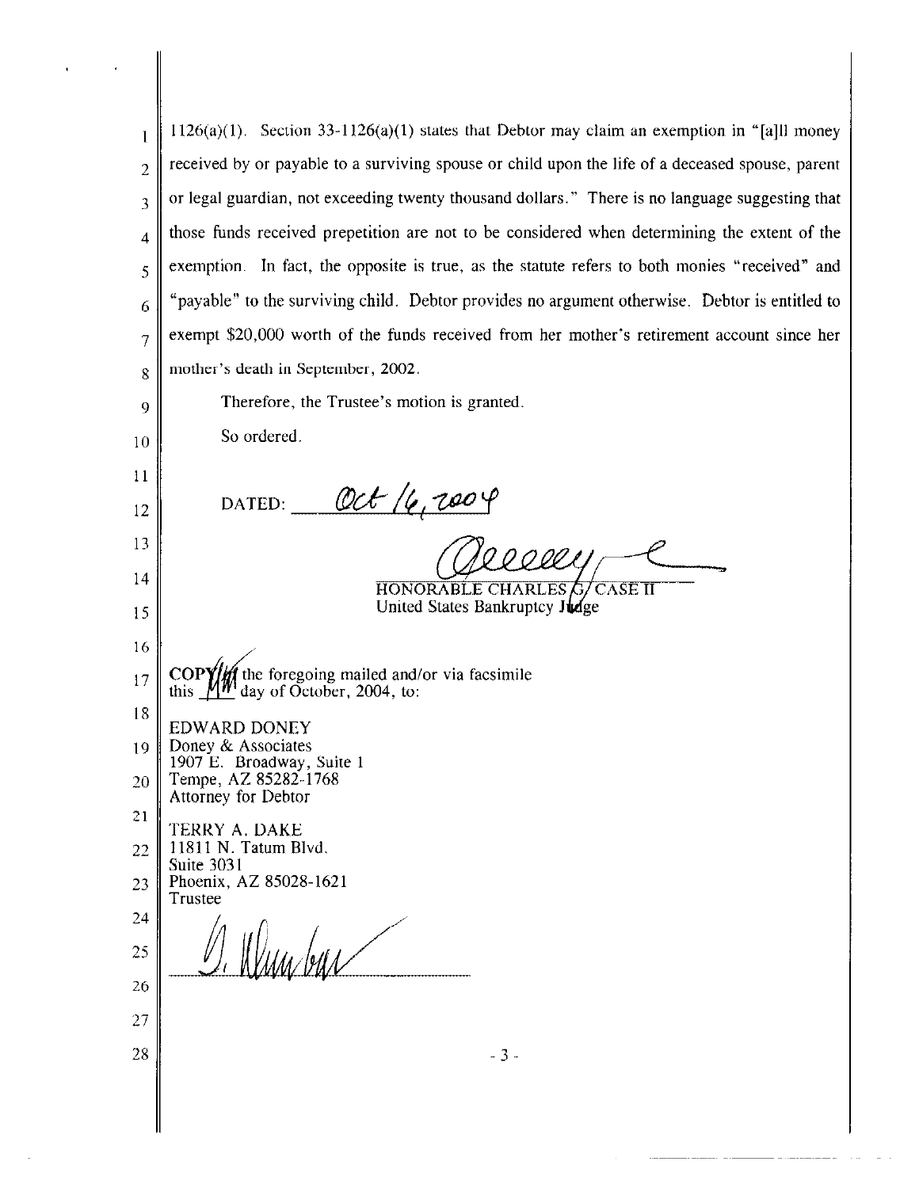1126(a)(1). Section 33-1126(a)(1) states that Debtor may claim an exemption in "[a]ll money received by or payable to a surviving spouse or child upon the life of a deceased spouse, parent or legal guardian, not exceeding twenty thousand dollars." There is no language suggesting that those funds received prepetition are not to be considered when determining the extent of the exemption. In fact, the opposite is true, as the statute refers to both monies "received" and "payable" to the surviving child. Debtor provides no argument otherwise. Debtor is entitled to exempt $20,000 worth of the funds received from her mother's retirement account since her mother's death in September, 2002.

Therefore, the Trustee's motion is granted.

So ordered.

DATED: Oct 16, 2004

HONORABLE CHARLES G. CASE II
United States Bankruptcy Judge

COPY of the foregoing mailed and/or via facsimile this 18th day of October, 2004, to:

EDWARD DONEY
Doney & Associates
1907 E. Broadway, Suite 1
Tempe, AZ 85282-1768
Attorney for Debtor

TERRY A. DAKE
11811 N. Tatum Blvd.
Suite 3031
Phoenix, AZ 85028-1621
Trustee